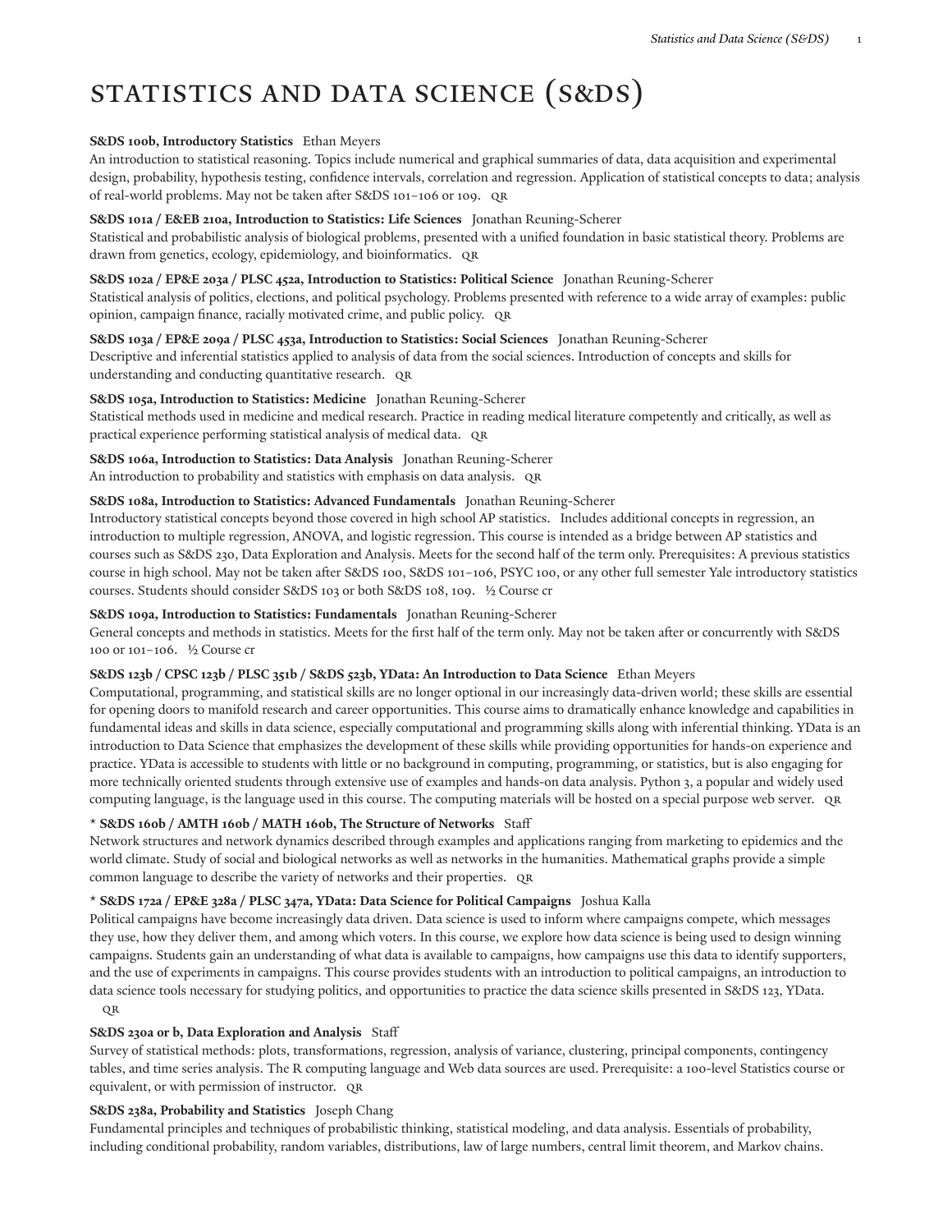# STATISTICS AND DATA SCIENCE (S&DS)

**S&DS 100b, Introductory Statistics** Ethan Meyers
An introduction to statistical reasoning. Topics include numerical and graphical summaries of data, data acquisition and experimental design, probability, hypothesis testing, confidence intervals, correlation and regression. Application of statistical concepts to data; analysis of real-world problems. May not be taken after S&DS 101–106 or 109. QR

**S&DS 101a / E&EB 210a, Introduction to Statistics: Life Sciences** Jonathan Reuning-Scherer
Statistical and probabilistic analysis of biological problems, presented with a unified foundation in basic statistical theory. Problems are drawn from genetics, ecology, epidemiology, and bioinformatics. QR

**S&DS 102a / EP&E 203a / PLSC 452a, Introduction to Statistics: Political Science** Jonathan Reuning-Scherer
Statistical analysis of politics, elections, and political psychology. Problems presented with reference to a wide array of examples: public opinion, campaign finance, racially motivated crime, and public policy. QR

**S&DS 103a / EP&E 209a / PLSC 453a, Introduction to Statistics: Social Sciences** Jonathan Reuning-Scherer
Descriptive and inferential statistics applied to analysis of data from the social sciences. Introduction of concepts and skills for understanding and conducting quantitative research. QR

**S&DS 105a, Introduction to Statistics: Medicine** Jonathan Reuning-Scherer
Statistical methods used in medicine and medical research. Practice in reading medical literature competently and critically, as well as practical experience performing statistical analysis of medical data. QR

**S&DS 106a, Introduction to Statistics: Data Analysis** Jonathan Reuning-Scherer
An introduction to probability and statistics with emphasis on data analysis. QR

**S&DS 108a, Introduction to Statistics: Advanced Fundamentals** Jonathan Reuning-Scherer
Introductory statistical concepts beyond those covered in high school AP statistics. Includes additional concepts in regression, an introduction to multiple regression, ANOVA, and logistic regression. This course is intended as a bridge between AP statistics and courses such as S&DS 230, Data Exploration and Analysis. Meets for the second half of the term only. Prerequisites: A previous statistics course in high school. May not be taken after S&DS 100, S&DS 101–106, PSYC 100, or any other full semester Yale introductory statistics courses. Students should consider S&DS 103 or both S&DS 108, 109. ½ Course cr

**S&DS 109a, Introduction to Statistics: Fundamentals** Jonathan Reuning-Scherer
General concepts and methods in statistics. Meets for the first half of the term only. May not be taken after or concurrently with S&DS 100 or 101–106. ½ Course cr

**S&DS 123b / CPSC 123b / PLSC 351b / S&DS 523b, YData: An Introduction to Data Science** Ethan Meyers
Computational, programming, and statistical skills are no longer optional in our increasingly data-driven world; these skills are essential for opening doors to manifold research and career opportunities. This course aims to dramatically enhance knowledge and capabilities in fundamental ideas and skills in data science, especially computational and programming skills along with inferential thinking. YData is an introduction to Data Science that emphasizes the development of these skills while providing opportunities for hands-on experience and practice. YData is accessible to students with little or no background in computing, programming, or statistics, but is also engaging for more technically oriented students through extensive use of examples and hands-on data analysis. Python 3, a popular and widely used computing language, is the language used in this course. The computing materials will be hosted on a special purpose web server. QR

**\* S&DS 160b / AMTH 160b / MATH 160b, The Structure of Networks** Staff
Network structures and network dynamics described through examples and applications ranging from marketing to epidemics and the world climate. Study of social and biological networks as well as networks in the humanities. Mathematical graphs provide a simple common language to describe the variety of networks and their properties. QR

**\* S&DS 172a / EP&E 328a / PLSC 347a, YData: Data Science for Political Campaigns** Joshua Kalla
Political campaigns have become increasingly data driven. Data science is used to inform where campaigns compete, which messages they use, how they deliver them, and among which voters. In this course, we explore how data science is being used to design winning campaigns. Students gain an understanding of what data is available to campaigns, how campaigns use this data to identify supporters, and the use of experiments in campaigns. This course provides students with an introduction to political campaigns, an introduction to data science tools necessary for studying politics, and opportunities to practice the data science skills presented in S&DS 123, YData. QR

**S&DS 230a or b, Data Exploration and Analysis** Staff
Survey of statistical methods: plots, transformations, regression, analysis of variance, clustering, principal components, contingency tables, and time series analysis. The R computing language and Web data sources are used. Prerequisite: a 100-level Statistics course or equivalent, or with permission of instructor. QR

**S&DS 238a, Probability and Statistics** Joseph Chang
Fundamental principles and techniques of probabilistic thinking, statistical modeling, and data analysis. Essentials of probability, including conditional probability, random variables, distributions, law of large numbers, central limit theorem, and Markov chains.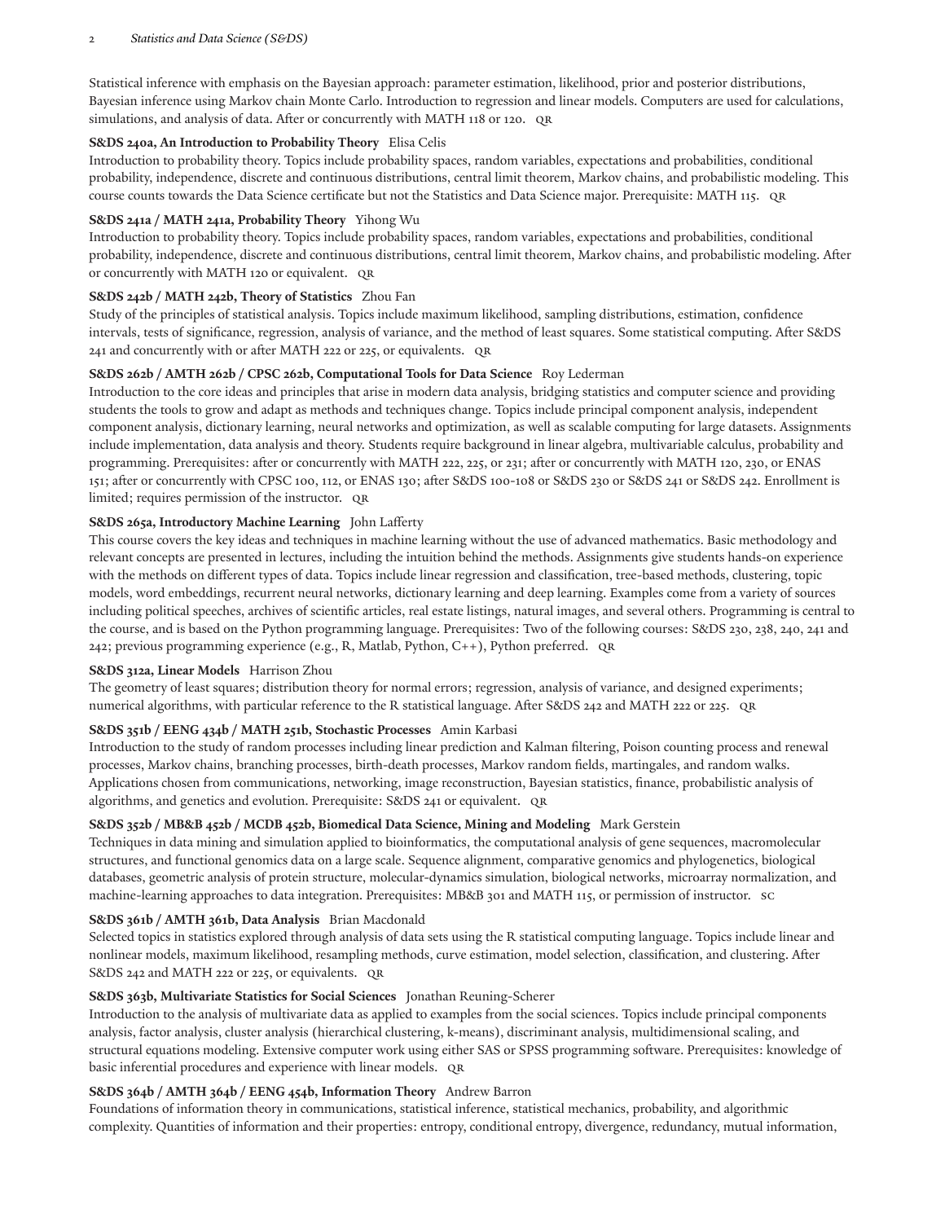Statistical inference with emphasis on the Bayesian approach: parameter estimation, likelihood, prior and posterior distributions, Bayesian inference using Markov chain Monte Carlo. Introduction to regression and linear models. Computers are used for calculations, simulations, and analysis of data. After or concurrently with MATH 118 or 120. QR

**S&DS 240a, An Introduction to Probability Theory** Elisa Celis
Introduction to probability theory. Topics include probability spaces, random variables, expectations and probabilities, conditional probability, independence, discrete and continuous distributions, central limit theorem, Markov chains, and probabilistic modeling. This course counts towards the Data Science certificate but not the Statistics and Data Science major. Prerequisite: MATH 115. QR

**S&DS 241a / MATH 241a, Probability Theory** Yihong Wu
Introduction to probability theory. Topics include probability spaces, random variables, expectations and probabilities, conditional probability, independence, discrete and continuous distributions, central limit theorem, Markov chains, and probabilistic modeling. After or concurrently with MATH 120 or equivalent. QR

**S&DS 242b / MATH 242b, Theory of Statistics** Zhou Fan
Study of the principles of statistical analysis. Topics include maximum likelihood, sampling distributions, estimation, confidence intervals, tests of significance, regression, analysis of variance, and the method of least squares. Some statistical computing. After S&DS 241 and concurrently with or after MATH 222 or 225, or equivalents. QR

**S&DS 262b / AMTH 262b / CPSC 262b, Computational Tools for Data Science** Roy Lederman
Introduction to the core ideas and principles that arise in modern data analysis, bridging statistics and computer science and providing students the tools to grow and adapt as methods and techniques change. Topics include principal component analysis, independent component analysis, dictionary learning, neural networks and optimization, as well as scalable computing for large datasets. Assignments include implementation, data analysis and theory. Students require background in linear algebra, multivariable calculus, probability and programming. Prerequisites: after or concurrently with MATH 222, 225, or 231; after or concurrently with MATH 120, 230, or ENAS 151; after or concurrently with CPSC 100, 112, or ENAS 130; after S&DS 100-108 or S&DS 230 or S&DS 241 or S&DS 242. Enrollment is limited; requires permission of the instructor. QR

**S&DS 265a, Introductory Machine Learning** John Lafferty
This course covers the key ideas and techniques in machine learning without the use of advanced mathematics. Basic methodology and relevant concepts are presented in lectures, including the intuition behind the methods. Assignments give students hands-on experience with the methods on different types of data. Topics include linear regression and classification, tree-based methods, clustering, topic models, word embeddings, recurrent neural networks, dictionary learning and deep learning. Examples come from a variety of sources including political speeches, archives of scientific articles, real estate listings, natural images, and several others. Programming is central to the course, and is based on the Python programming language. Prerequisites: Two of the following courses: S&DS 230, 238, 240, 241 and 242; previous programming experience (e.g., R, Matlab, Python, C++), Python preferred. QR

**S&DS 312a, Linear Models** Harrison Zhou
The geometry of least squares; distribution theory for normal errors; regression, analysis of variance, and designed experiments; numerical algorithms, with particular reference to the R statistical language. After S&DS 242 and MATH 222 or 225. QR

**S&DS 351b / EENG 434b / MATH 251b, Stochastic Processes** Amin Karbasi
Introduction to the study of random processes including linear prediction and Kalman filtering, Poison counting process and renewal processes, Markov chains, branching processes, birth-death processes, Markov random fields, martingales, and random walks. Applications chosen from communications, networking, image reconstruction, Bayesian statistics, finance, probabilistic analysis of algorithms, and genetics and evolution. Prerequisite: S&DS 241 or equivalent. QR

**S&DS 352b / MB&B 452b / MCDB 452b, Biomedical Data Science, Mining and Modeling** Mark Gerstein
Techniques in data mining and simulation applied to bioinformatics, the computational analysis of gene sequences, macromolecular structures, and functional genomics data on a large scale. Sequence alignment, comparative genomics and phylogenetics, biological databases, geometric analysis of protein structure, molecular-dynamics simulation, biological networks, microarray normalization, and machine-learning approaches to data integration. Prerequisites: MB&B 301 and MATH 115, or permission of instructor. SC

**S&DS 361b / AMTH 361b, Data Analysis** Brian Macdonald
Selected topics in statistics explored through analysis of data sets using the R statistical computing language. Topics include linear and nonlinear models, maximum likelihood, resampling methods, curve estimation, model selection, classification, and clustering. After S&DS 242 and MATH 222 or 225, or equivalents. QR

**S&DS 363b, Multivariate Statistics for Social Sciences** Jonathan Reuning-Scherer
Introduction to the analysis of multivariate data as applied to examples from the social sciences. Topics include principal components analysis, factor analysis, cluster analysis (hierarchical clustering, k-means), discriminant analysis, multidimensional scaling, and structural equations modeling. Extensive computer work using either SAS or SPSS programming software. Prerequisites: knowledge of basic inferential procedures and experience with linear models. QR

**S&DS 364b / AMTH 364b / EENG 454b, Information Theory** Andrew Barron
Foundations of information theory in communications, statistical inference, statistical mechanics, probability, and algorithmic complexity. Quantities of information and their properties: entropy, conditional entropy, divergence, redundancy, mutual information,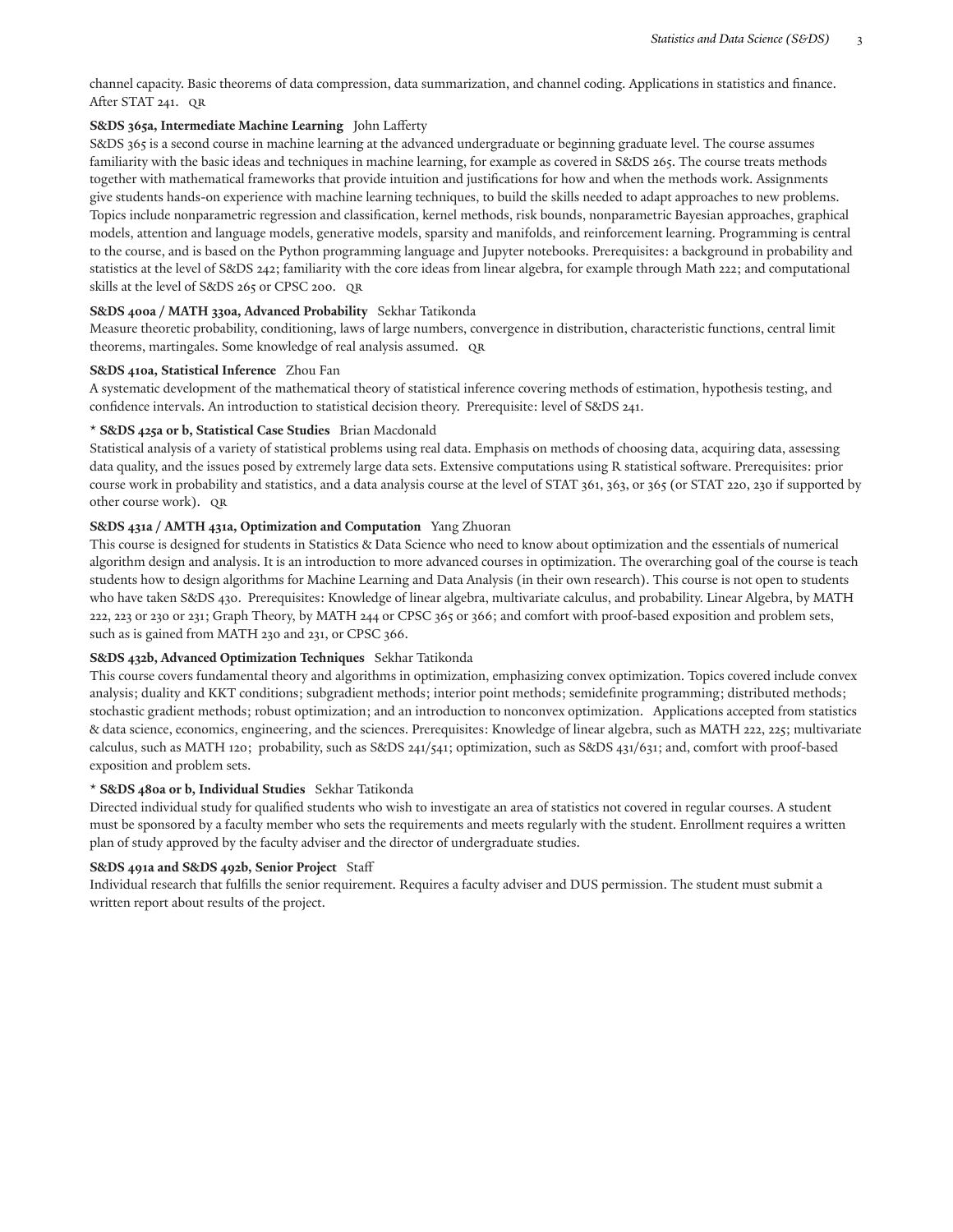channel capacity. Basic theorems of data compression, data summarization, and channel coding. Applications in statistics and finance. After STAT 241. QR

**S&DS 365a, Intermediate Machine Learning** John Lafferty
S&DS 365 is a second course in machine learning at the advanced undergraduate or beginning graduate level. The course assumes familiarity with the basic ideas and techniques in machine learning, for example as covered in S&DS 265. The course treats methods together with mathematical frameworks that provide intuition and justifications for how and when the methods work. Assignments give students hands-on experience with machine learning techniques, to build the skills needed to adapt approaches to new problems. Topics include nonparametric regression and classification, kernel methods, risk bounds, nonparametric Bayesian approaches, graphical models, attention and language models, generative models, sparsity and manifolds, and reinforcement learning. Programming is central to the course, and is based on the Python programming language and Jupyter notebooks. Prerequisites: a background in probability and statistics at the level of S&DS 242; familiarity with the core ideas from linear algebra, for example through Math 222; and computational skills at the level of S&DS 265 or CPSC 200. QR

**S&DS 400a / MATH 330a, Advanced Probability** Sekhar Tatikonda
Measure theoretic probability, conditioning, laws of large numbers, convergence in distribution, characteristic functions, central limit theorems, martingales. Some knowledge of real analysis assumed. QR

**S&DS 410a, Statistical Inference** Zhou Fan
A systematic development of the mathematical theory of statistical inference covering methods of estimation, hypothesis testing, and confidence intervals. An introduction to statistical decision theory. Prerequisite: level of S&DS 241.

* **S&DS 425a or b, Statistical Case Studies** Brian Macdonald
Statistical analysis of a variety of statistical problems using real data. Emphasis on methods of choosing data, acquiring data, assessing data quality, and the issues posed by extremely large data sets. Extensive computations using R statistical software. Prerequisites: prior course work in probability and statistics, and a data analysis course at the level of STAT 361, 363, or 365 (or STAT 220, 230 if supported by other course work). QR

**S&DS 431a / AMTH 431a, Optimization and Computation** Yang Zhuoran
This course is designed for students in Statistics & Data Science who need to know about optimization and the essentials of numerical algorithm design and analysis. It is an introduction to more advanced courses in optimization. The overarching goal of the course is teach students how to design algorithms for Machine Learning and Data Analysis (in their own research). This course is not open to students who have taken S&DS 430. Prerequisites: Knowledge of linear algebra, multivariate calculus, and probability. Linear Algebra, by MATH 222, 223 or 230 or 231; Graph Theory, by MATH 244 or CPSC 365 or 366; and comfort with proof-based exposition and problem sets, such as is gained from MATH 230 and 231, or CPSC 366.

**S&DS 432b, Advanced Optimization Techniques** Sekhar Tatikonda
This course covers fundamental theory and algorithms in optimization, emphasizing convex optimization. Topics covered include convex analysis; duality and KKT conditions; subgradient methods; interior point methods; semidefinite programming; distributed methods; stochastic gradient methods; robust optimization; and an introduction to nonconvex optimization. Applications accepted from statistics & data science, economics, engineering, and the sciences. Prerequisites: Knowledge of linear algebra, such as MATH 222, 225; multivariate calculus, such as MATH 120; probability, such as S&DS 241/541; optimization, such as S&DS 431/631; and, comfort with proof-based exposition and problem sets.

* **S&DS 480a or b, Individual Studies** Sekhar Tatikonda
Directed individual study for qualified students who wish to investigate an area of statistics not covered in regular courses. A student must be sponsored by a faculty member who sets the requirements and meets regularly with the student. Enrollment requires a written plan of study approved by the faculty adviser and the director of undergraduate studies.

**S&DS 491a and S&DS 492b, Senior Project** Staff
Individual research that fulfills the senior requirement. Requires a faculty adviser and DUS permission. The student must submit a written report about results of the project.